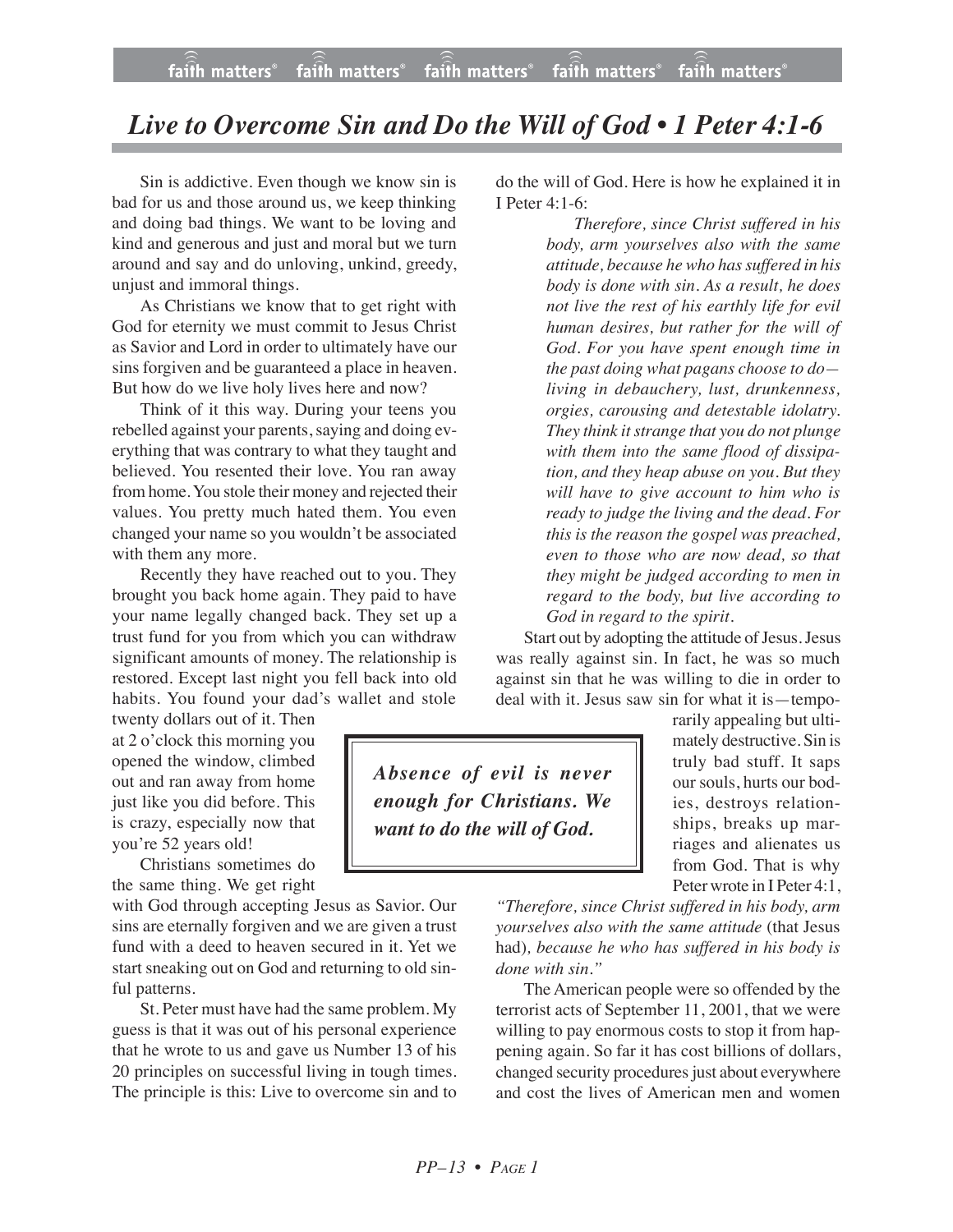# *Live to Overcome Sin and Do the Will of God • 1 Peter 4:1-6*

Sin is addictive. Even though we know sin is bad for us and those around us, we keep thinking and doing bad things. We want to be loving and kind and generous and just and moral but we turn around and say and do unloving, unkind, greedy, unjust and immoral things.

As Christians we know that to get right with God for eternity we must commit to Jesus Christ as Savior and Lord in order to ultimately have our sins forgiven and be guaranteed a place in heaven. But how do we live holy lives here and now?

Think of it this way. During your teens you rebelled against your parents, saying and doing everything that was contrary to what they taught and believed. You resented their love. You ran away from home. You stole their money and rejected their values. You pretty much hated them. You even changed your name so you wouldn't be associated with them any more.

Recently they have reached out to you. They brought you back home again. They paid to have your name legally changed back. They set up a trust fund for you from which you can withdraw significant amounts of money. The relationship is restored. Except last night you fell back into old habits. You found your dad's wallet and stole twenty dollars out of it. Then at 2 o'clock this morning you opened the window, climbed out and ran away from home just like you did before. This is crazy, especially now that you're 52 years old!

Christians sometimes do the same thing. We get right with God through accepting Jesus as Savior. Our sins are eternally forgiven and we are given a trust fund with a deed to heaven secured in it. Yet we start sneaking out on God and returning to old sinful patterns.

St. Peter must have had the same problem. My guess is that it was out of his personal experience that he wrote to us and gave us Number 13 of his 20 principles on successful living in tough times. The principle is this: Live to overcome sin and to do the will of God. Here is how he explained it in I Peter 4:1-6:

> *Therefore, since Christ suffered in his body, arm yourselves also with the same attitude, because he who has suffered in his body is done with sin. As a result, he does not live the rest of his earthly life for evil human desires, but rather for the will of God. For you have spent enough time in the past doing what pagans choose to do—living in debauchery, lust, drunkenness, orgies, carousing and detestable idolatry. They think it strange that you do not plunge with them into the same flood of dissipation, and they heap abuse on you. But they will have to give account to him who is ready to judge the living and the dead. For this is the reason the gospel was preached, even to those who are now dead, so that they might be judged according to men in regard to the body, but live according to God in regard to the spirit.*

Start out by adopting the attitude of Jesus. Jesus was really against sin. In fact, he was so much against sin that he was willing to die in order to deal with it. Jesus saw sin for what it is—temporarily appealing but ultimately destructive. Sin is truly bad stuff. It saps our souls, hurts our bodies, destroys relationships, breaks up marriages and alienates us from God. That is why Peter wrote in I Peter 4:1, *"Therefore, since Christ suffered in his body, arm yourselves also with the same attitude* (that Jesus had)*, because he who has suffered in his body is done with sin."*

> ***Absence of evil is never enough for Christians. We want to do the will of God.***

The American people were so offended by the terrorist acts of September 11, 2001, that we were willing to pay enormous costs to stop it from happening again. So far it has cost billions of dollars, changed security procedures just about everywhere and cost the lives of American men and women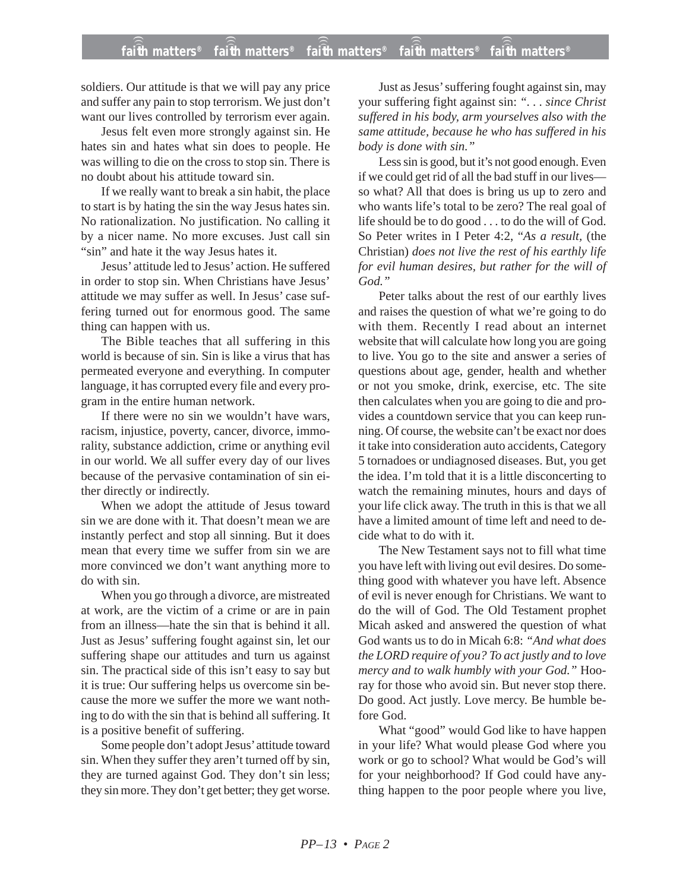soldiers. Our attitude is that we will pay any price and suffer any pain to stop terrorism. We just don't want our lives controlled by terrorism ever again.

Jesus felt even more strongly against sin. He hates sin and hates what sin does to people. He was willing to die on the cross to stop sin. There is no doubt about his attitude toward sin.

If we really want to break a sin habit, the place to start is by hating the sin the way Jesus hates sin. No rationalization. No justification. No calling it by a nicer name. No more excuses. Just call sin "sin" and hate it the way Jesus hates it.

Jesus' attitude led to Jesus' action. He suffered in order to stop sin. When Christians have Jesus' attitude we may suffer as well. In Jesus' case suffering turned out for enormous good. The same thing can happen with us.

The Bible teaches that all suffering in this world is because of sin. Sin is like a virus that has permeated everyone and everything. In computer language, it has corrupted every file and every program in the entire human network.

If there were no sin we wouldn't have wars, racism, injustice, poverty, cancer, divorce, immorality, substance addiction, crime or anything evil in our world. We all suffer every day of our lives because of the pervasive contamination of sin either directly or indirectly.

When we adopt the attitude of Jesus toward sin we are done with it. That doesn't mean we are instantly perfect and stop all sinning. But it does mean that every time we suffer from sin we are more convinced we don't want anything more to do with sin.

When you go through a divorce, are mistreated at work, are the victim of a crime or are in pain from an illness—hate the sin that is behind it all. Just as Jesus' suffering fought against sin, let our suffering shape our attitudes and turn us against sin. The practical side of this isn't easy to say but it is true: Our suffering helps us overcome sin because the more we suffer the more we want nothing to do with the sin that is behind all suffering. It is a positive benefit of suffering.

Some people don't adopt Jesus' attitude toward sin. When they suffer they aren't turned off by sin, they are turned against God. They don't sin less; they sin more. They don't get better; they get worse.

Just as Jesus' suffering fought against sin, may your suffering fight against sin: *". . . since Christ suffered in his body, arm yourselves also with the same attitude, because he who has suffered in his body is done with sin."*

Less sin is good, but it's not good enough. Even if we could get rid of all the bad stuff in our lives—so what? All that does is bring us up to zero and who wants life's total to be zero? The real goal of life should be to do good . . . to do the will of God. So Peter writes in I Peter 4:2, *"As a result,* (the Christian) *does not live the rest of his earthly life for evil human desires, but rather for the will of God."*

Peter talks about the rest of our earthly lives and raises the question of what we're going to do with them. Recently I read about an internet website that will calculate how long you are going to live. You go to the site and answer a series of questions about age, gender, health and whether or not you smoke, drink, exercise, etc. The site then calculates when you are going to die and provides a countdown service that you can keep running. Of course, the website can't be exact nor does it take into consideration auto accidents, Category 5 tornadoes or undiagnosed diseases. But, you get the idea. I'm told that it is a little disconcerting to watch the remaining minutes, hours and days of your life click away. The truth in this is that we all have a limited amount of time left and need to decide what to do with it.

The New Testament says not to fill what time you have left with living out evil desires. Do something good with whatever you have left. Absence of evil is never enough for Christians. We want to do the will of God. The Old Testament prophet Micah asked and answered the question of what God wants us to do in Micah 6:8: *"And what does the LORD require of you? To act justly and to love mercy and to walk humbly with your God."* Hooray for those who avoid sin. But never stop there. Do good. Act justly. Love mercy. Be humble before God.

What "good" would God like to have happen in your life? What would please God where you work or go to school? What would be God's will for your neighborhood? If God could have anything happen to the poor people where you live,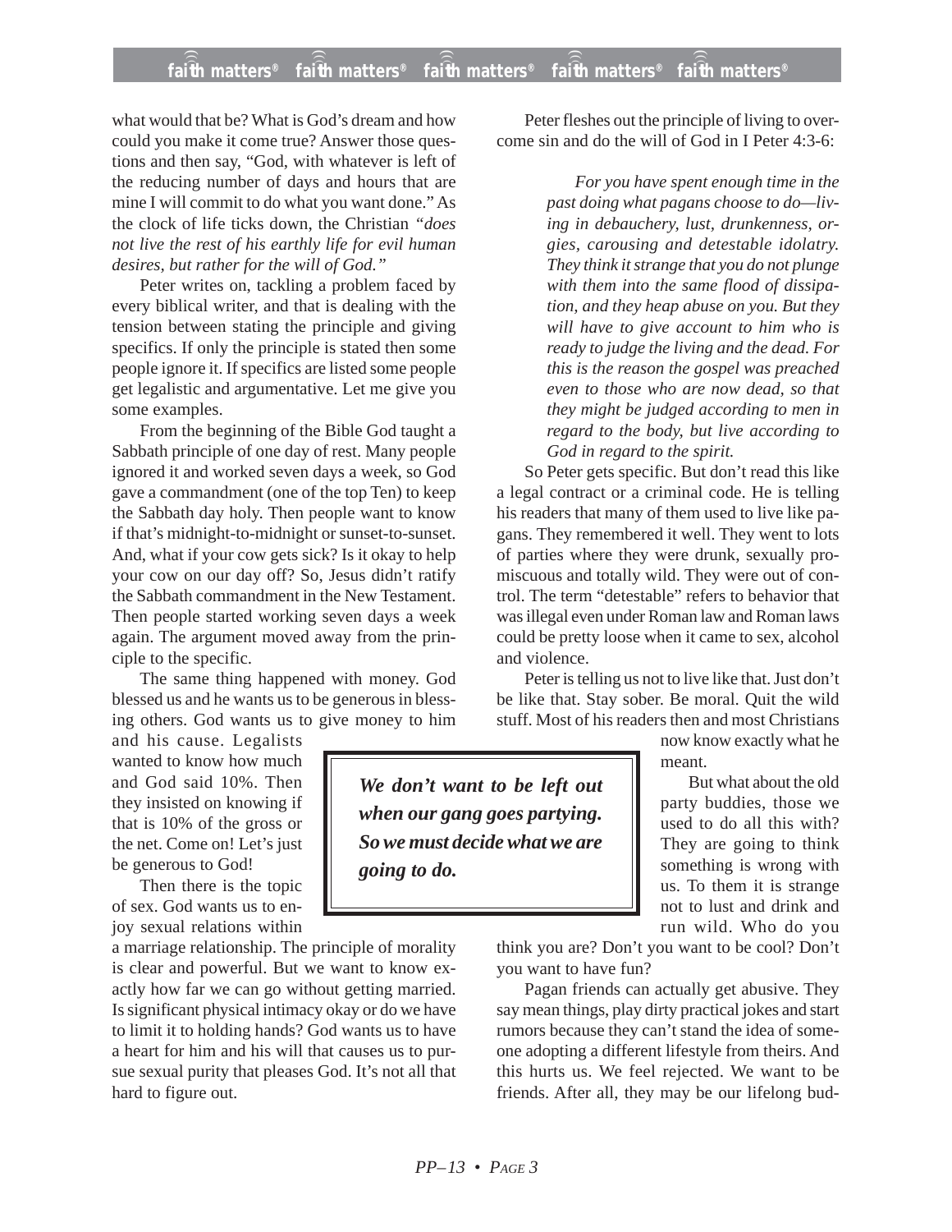what would that be? What is God's dream and how could you make it come true? Answer those questions and then say, "God, with whatever is left of the reducing number of days and hours that are mine I will commit to do what you want done." As the clock of life ticks down, the Christian *"does not live the rest of his earthly life for evil human desires, but rather for the will of God."*

Peter writes on, tackling a problem faced by every biblical writer, and that is dealing with the tension between stating the principle and giving specifics. If only the principle is stated then some people ignore it. If specifics are listed some people get legalistic and argumentative. Let me give you some examples.

From the beginning of the Bible God taught a Sabbath principle of one day of rest. Many people ignored it and worked seven days a week, so God gave a commandment (one of the top Ten) to keep the Sabbath day holy. Then people want to know if that's midnight-to-midnight or sunset-to-sunset. And, what if your cow gets sick? Is it okay to help your cow on our day off? So, Jesus didn't ratify the Sabbath commandment in the New Testament. Then people started working seven days a week again. The argument moved away from the principle to the specific.

The same thing happened with money. God blessed us and he wants us to be generous in blessing others. God wants us to give money to him and his cause. Legalists wanted to know how much and God said 10%. Then they insisted on knowing if that is 10% of the gross or the net. Come on! Let's just be generous to God!

Then there is the topic of sex. God wants us to enjoy sexual relations within a marriage relationship. The principle of morality is clear and powerful. But we want to know exactly how far we can go without getting married. Is significant physical intimacy okay or do we have to limit it to holding hands? God wants us to have a heart for him and his will that causes us to pursue sexual purity that pleases God. It's not all that hard to figure out.

Peter fleshes out the principle of living to overcome sin and do the will of God in I Peter 4:3-6:

> *For you have spent enough time in the past doing what pagans choose to do—living in debauchery, lust, drunkenness, orgies, carousing and detestable idolatry. They think it strange that you do not plunge with them into the same flood of dissipation, and they heap abuse on you. But they will have to give account to him who is ready to judge the living and the dead. For this is the reason the gospel was preached even to those who are now dead, so that they might be judged according to men in regard to the body, but live according to God in regard to the spirit.*

So Peter gets specific. But don't read this like a legal contract or a criminal code. He is telling his readers that many of them used to live like pagans. They remembered it well. They went to lots of parties where they were drunk, sexually promiscuous and totally wild. They were out of control. The term "detestable" refers to behavior that was illegal even under Roman law and Roman laws could be pretty loose when it came to sex, alcohol and violence.

Peter is telling us not to live like that. Just don't be like that. Stay sober. Be moral. Quit the wild stuff. Most of his readers then and most Christians now know exactly what he meant.

> ***We don't want to be left out when our gang goes partying. So we must decide what we are going to do.***

But what about the old party buddies, those we used to do all this with? They are going to think something is wrong with us. To them it is strange not to lust and drink and run wild. Who do you think you are? Don't you want to be cool? Don't you want to have fun?

Pagan friends can actually get abusive. They say mean things, play dirty practical jokes and start rumors because they can't stand the idea of someone adopting a different lifestyle from theirs. And this hurts us. We feel rejected. We want to be friends. After all, they may be our lifelong bud-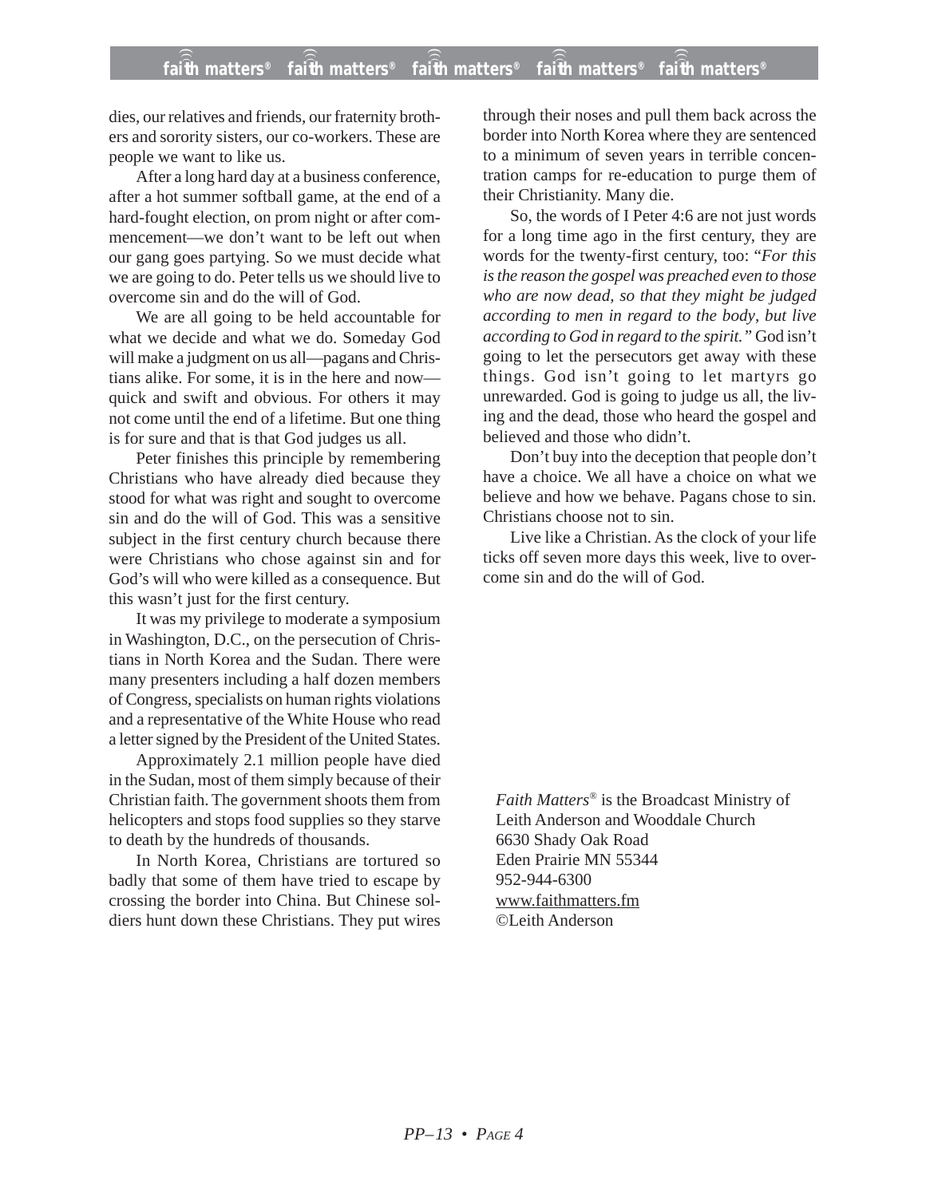dies, our relatives and friends, our fraternity brothers and sorority sisters, our co-workers. These are people we want to like us.

After a long hard day at a business conference, after a hot summer softball game, at the end of a hard-fought election, on prom night or after commencement—we don't want to be left out when our gang goes partying. So we must decide what we are going to do. Peter tells us we should live to overcome sin and do the will of God.

We are all going to be held accountable for what we decide and what we do. Someday God will make a judgment on us all—pagans and Christians alike. For some, it is in the here and now—quick and swift and obvious. For others it may not come until the end of a lifetime. But one thing is for sure and that is that God judges us all.

Peter finishes this principle by remembering Christians who have already died because they stood for what was right and sought to overcome sin and do the will of God. This was a sensitive subject in the first century church because there were Christians who chose against sin and for God's will who were killed as a consequence. But this wasn't just for the first century.

It was my privilege to moderate a symposium in Washington, D.C., on the persecution of Christians in North Korea and the Sudan. There were many presenters including a half dozen members of Congress, specialists on human rights violations and a representative of the White House who read a letter signed by the President of the United States.

Approximately 2.1 million people have died in the Sudan, most of them simply because of their Christian faith. The government shoots them from helicopters and stops food supplies so they starve to death by the hundreds of thousands.

In North Korea, Christians are tortured so badly that some of them have tried to escape by crossing the border into China. But Chinese soldiers hunt down these Christians. They put wires through their noses and pull them back across the border into North Korea where they are sentenced to a minimum of seven years in terrible concentration camps for re-education to purge them of their Christianity. Many die.

So, the words of I Peter 4:6 are not just words for a long time ago in the first century, they are words for the twenty-first century, too: "*For this is the reason the gospel was preached even to those who are now dead, so that they might be judged according to men in regard to the body, but live according to God in regard to the spirit.*" God isn't going to let the persecutors get away with these things. God isn't going to let martyrs go unrewarded. God is going to judge us all, the living and the dead, those who heard the gospel and believed and those who didn't.

Don't buy into the deception that people don't have a choice. We all have a choice on what we believe and how we behave. Pagans chose to sin. Christians choose not to sin.

Live like a Christian. As the clock of your life ticks off seven more days this week, live to overcome sin and do the will of God.

*Faith Matters*® is the Broadcast Ministry of
Leith Anderson and Wooddale Church
6630 Shady Oak Road
Eden Prairie MN 55344
952-944-6300
www.faithmatters.fm
©Leith Anderson